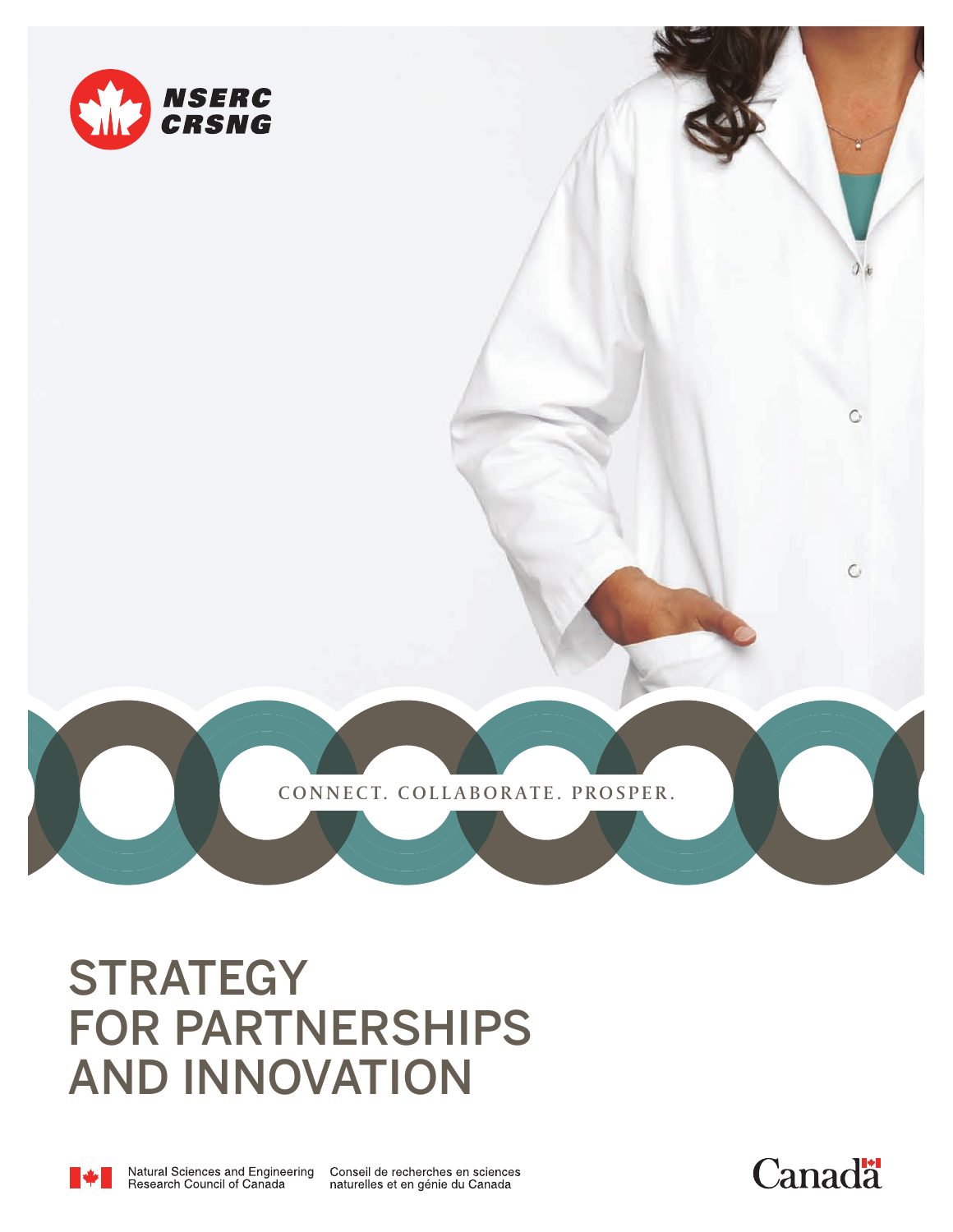NSERC
CRSNG

CONNECT. COLLABORATE. PROSPER.

# STRATEGY FOR PARTNERSHIPS AND INNOVATION

Natural Sciences and Engineering Research Council of Canada

Conseil de recherches en sciences naturelles et en génie du Canada

Canada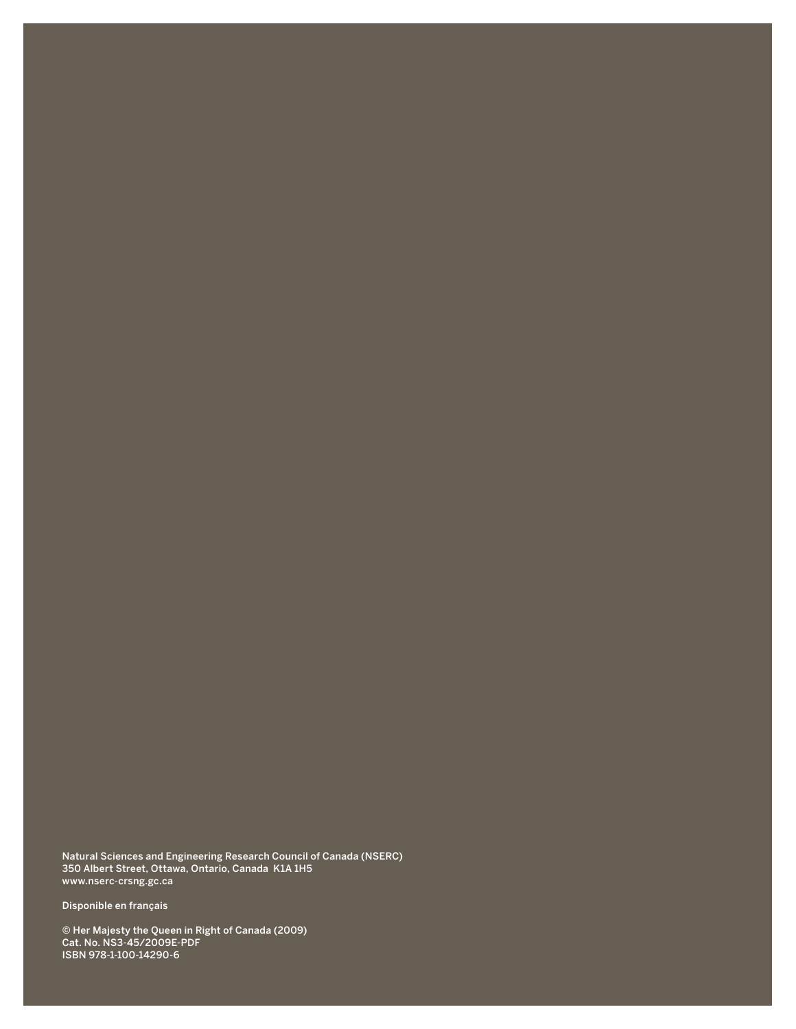Natural Sciences and Engineering Research Council of Canada (NSERC)
350 Albert Street, Ottawa, Ontario, Canada K1A 1H5
www.nserc-crsng.gc.ca

Disponible en français

© Her Majesty the Queen in Right of Canada (2009)
Cat. No. NS3-45/2009E-PDF
ISBN 978-1-100-14290-6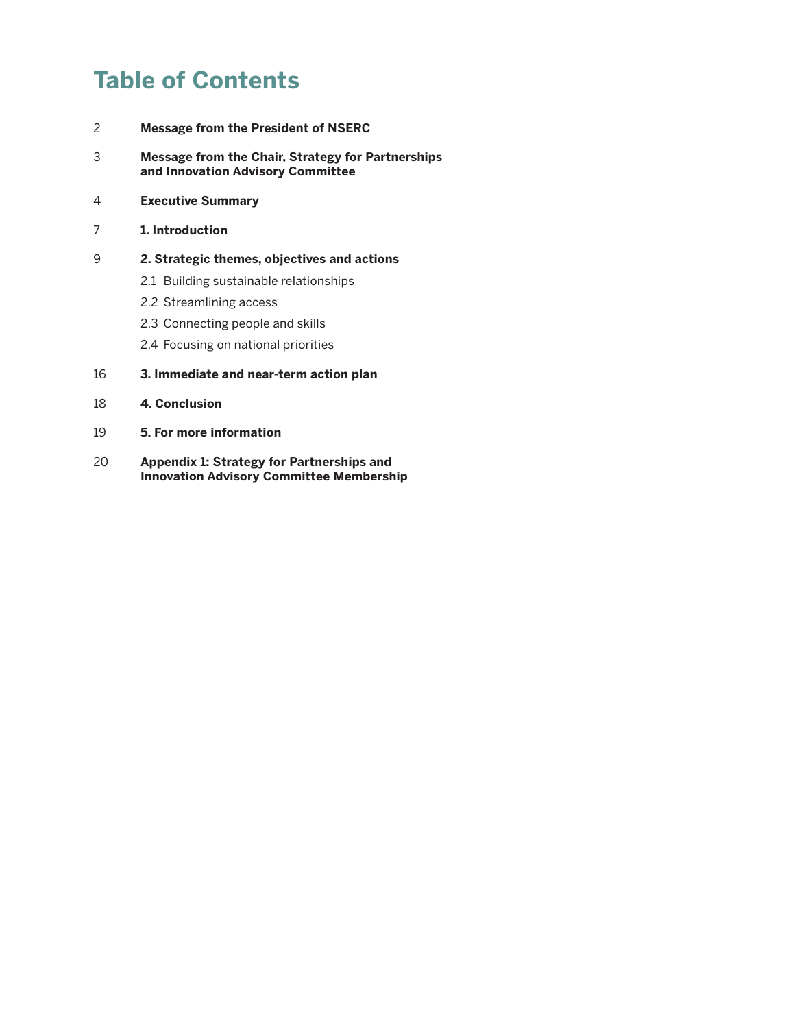# Table of Contents

| | |
|---|---|
| 2 | **Message from the President of NSERC** |
| 3 | **Message from the Chair, Strategy for Partnerships and Innovation Advisory Committee** |
| 4 | **Executive Summary** |
| 7 | **1. Introduction** |
| 9 | **2. Strategic themes, objectives and actions** |
| | 2.1 Building sustainable relationships |
| | 2.2 Streamlining access |
| | 2.3 Connecting people and skills |
| | 2.4 Focusing on national priorities |
| 16 | **3. Immediate and near-term action plan** |
| 18 | **4. Conclusion** |
| 19 | **5. For more information** |
| 20 | **Appendix 1: Strategy for Partnerships and Innovation Advisory Committee Membership** |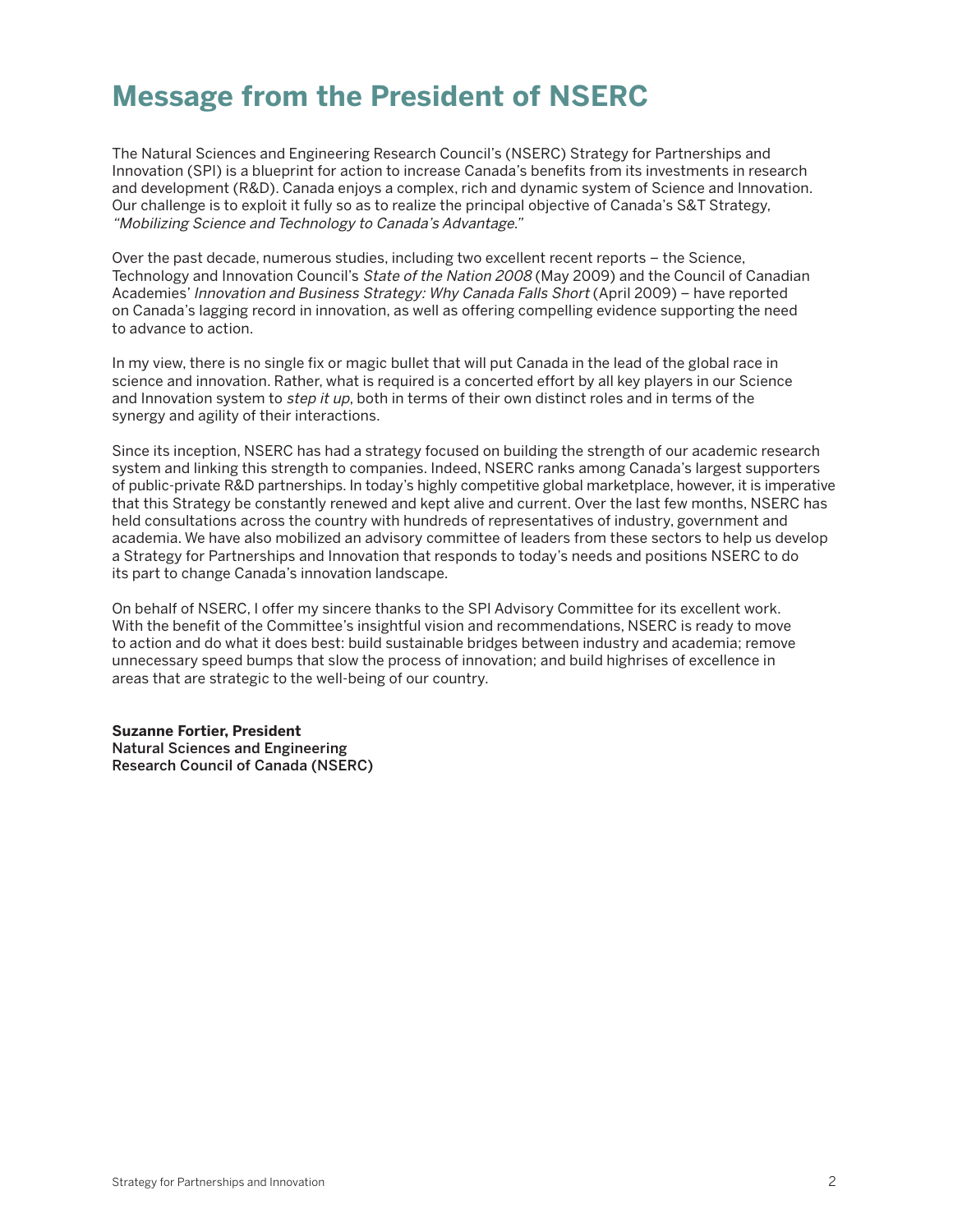# Message from the President of NSERC

The Natural Sciences and Engineering Research Council's (NSERC) Strategy for Partnerships and Innovation (SPI) is a blueprint for action to increase Canada's benefits from its investments in research and development (R&D). Canada enjoys a complex, rich and dynamic system of Science and Innovation. Our challenge is to exploit it fully so as to realize the principal objective of Canada's S&T Strategy, *"Mobilizing Science and Technology to Canada's Advantage."*

Over the past decade, numerous studies, including two excellent recent reports – the Science, Technology and Innovation Council's *State of the Nation 2008* (May 2009) and the Council of Canadian Academies' *Innovation and Business Strategy: Why Canada Falls Short* (April 2009) – have reported on Canada's lagging record in innovation, as well as offering compelling evidence supporting the need to advance to action.

In my view, there is no single fix or magic bullet that will put Canada in the lead of the global race in science and innovation. Rather, what is required is a concerted effort by all key players in our Science and Innovation system to *step it up*, both in terms of their own distinct roles and in terms of the synergy and agility of their interactions.

Since its inception, NSERC has had a strategy focused on building the strength of our academic research system and linking this strength to companies. Indeed, NSERC ranks among Canada's largest supporters of public-private R&D partnerships. In today's highly competitive global marketplace, however, it is imperative that this Strategy be constantly renewed and kept alive and current. Over the last few months, NSERC has held consultations across the country with hundreds of representatives of industry, government and academia. We have also mobilized an advisory committee of leaders from these sectors to help us develop a Strategy for Partnerships and Innovation that responds to today's needs and positions NSERC to do its part to change Canada's innovation landscape.

On behalf of NSERC, I offer my sincere thanks to the SPI Advisory Committee for its excellent work. With the benefit of the Committee's insightful vision and recommendations, NSERC is ready to move to action and do what it does best: build sustainable bridges between industry and academia; remove unnecessary speed bumps that slow the process of innovation; and build highrises of excellence in areas that are strategic to the well-being of our country.

**Suzanne Fortier, President**
Natural Sciences and Engineering
Research Council of Canada (NSERC)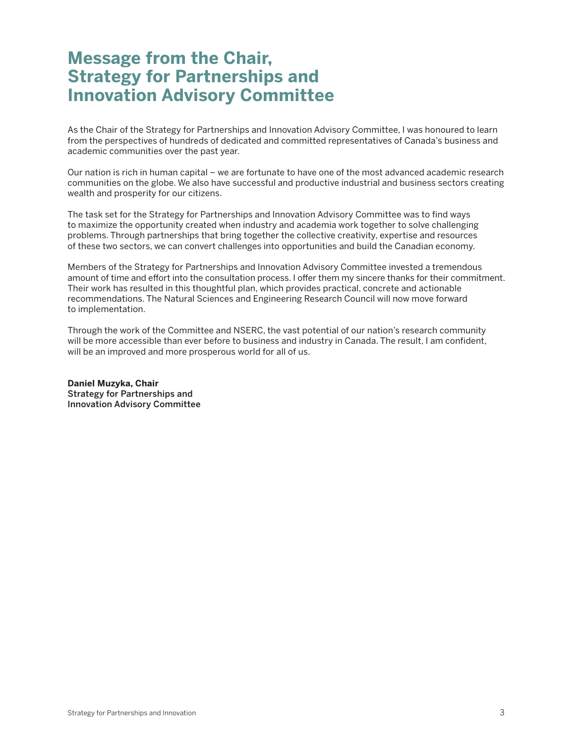# Message from the Chair, Strategy for Partnerships and Innovation Advisory Committee

As the Chair of the Strategy for Partnerships and Innovation Advisory Committee, I was honoured to learn from the perspectives of hundreds of dedicated and committed representatives of Canada's business and academic communities over the past year.

Our nation is rich in human capital – we are fortunate to have one of the most advanced academic research communities on the globe. We also have successful and productive industrial and business sectors creating wealth and prosperity for our citizens.

The task set for the Strategy for Partnerships and Innovation Advisory Committee was to find ways to maximize the opportunity created when industry and academia work together to solve challenging problems. Through partnerships that bring together the collective creativity, expertise and resources of these two sectors, we can convert challenges into opportunities and build the Canadian economy.

Members of the Strategy for Partnerships and Innovation Advisory Committee invested a tremendous amount of time and effort into the consultation process. I offer them my sincere thanks for their commitment. Their work has resulted in this thoughtful plan, which provides practical, concrete and actionable recommendations. The Natural Sciences and Engineering Research Council will now move forward to implementation.

Through the work of the Committee and NSERC, the vast potential of our nation's research community will be more accessible than ever before to business and industry in Canada. The result, I am confident, will be an improved and more prosperous world for all of us.

**Daniel Muzyka, Chair**
Strategy for Partnerships and
Innovation Advisory Committee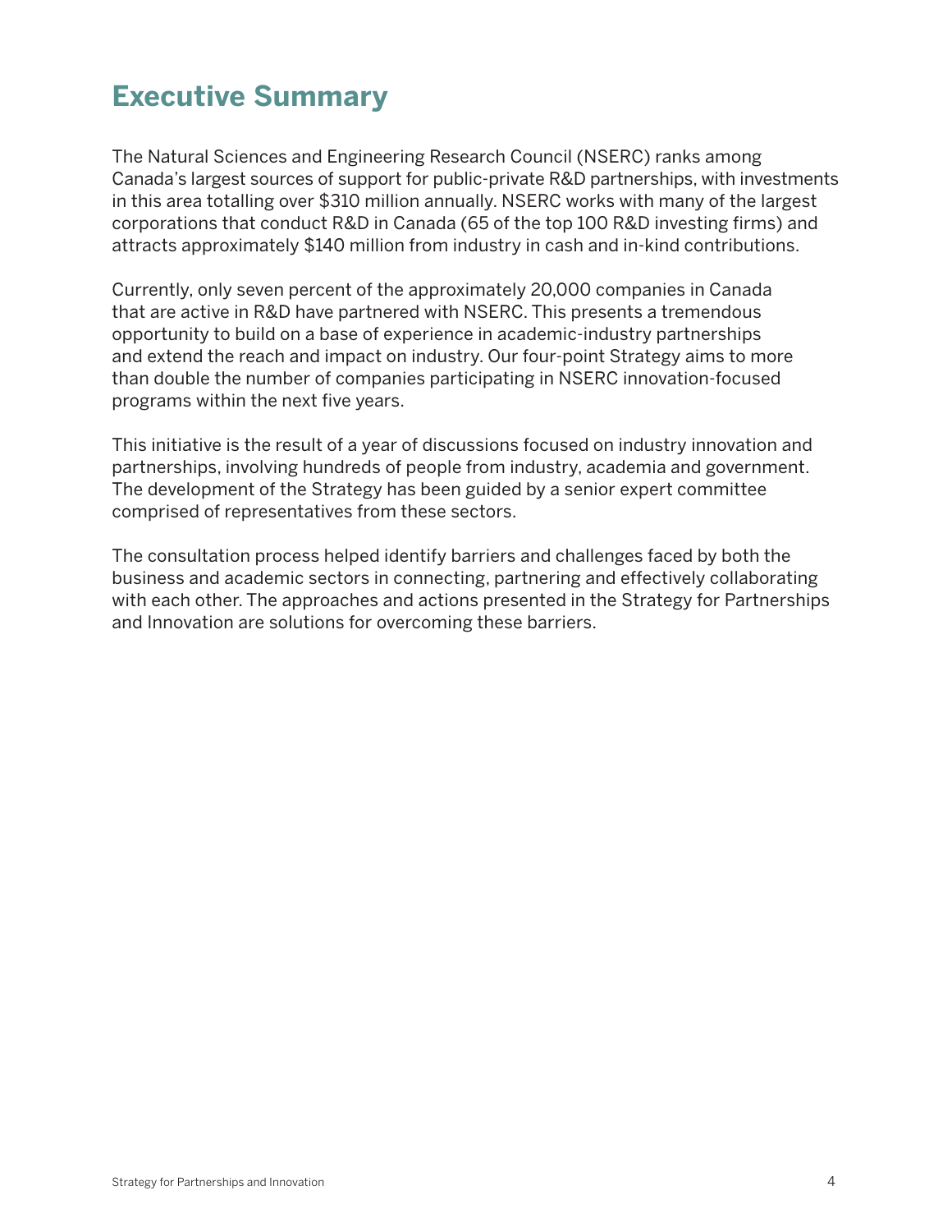# Executive Summary

The Natural Sciences and Engineering Research Council (NSERC) ranks among Canada's largest sources of support for public-private R&D partnerships, with investments in this area totalling over $310 million annually. NSERC works with many of the largest corporations that conduct R&D in Canada (65 of the top 100 R&D investing firms) and attracts approximately $140 million from industry in cash and in-kind contributions.

Currently, only seven percent of the approximately 20,000 companies in Canada that are active in R&D have partnered with NSERC. This presents a tremendous opportunity to build on a base of experience in academic-industry partnerships and extend the reach and impact on industry. Our four-point Strategy aims to more than double the number of companies participating in NSERC innovation-focused programs within the next five years.

This initiative is the result of a year of discussions focused on industry innovation and partnerships, involving hundreds of people from industry, academia and government. The development of the Strategy has been guided by a senior expert committee comprised of representatives from these sectors.

The consultation process helped identify barriers and challenges faced by both the business and academic sectors in connecting, partnering and effectively collaborating with each other. The approaches and actions presented in the Strategy for Partnerships and Innovation are solutions for overcoming these barriers.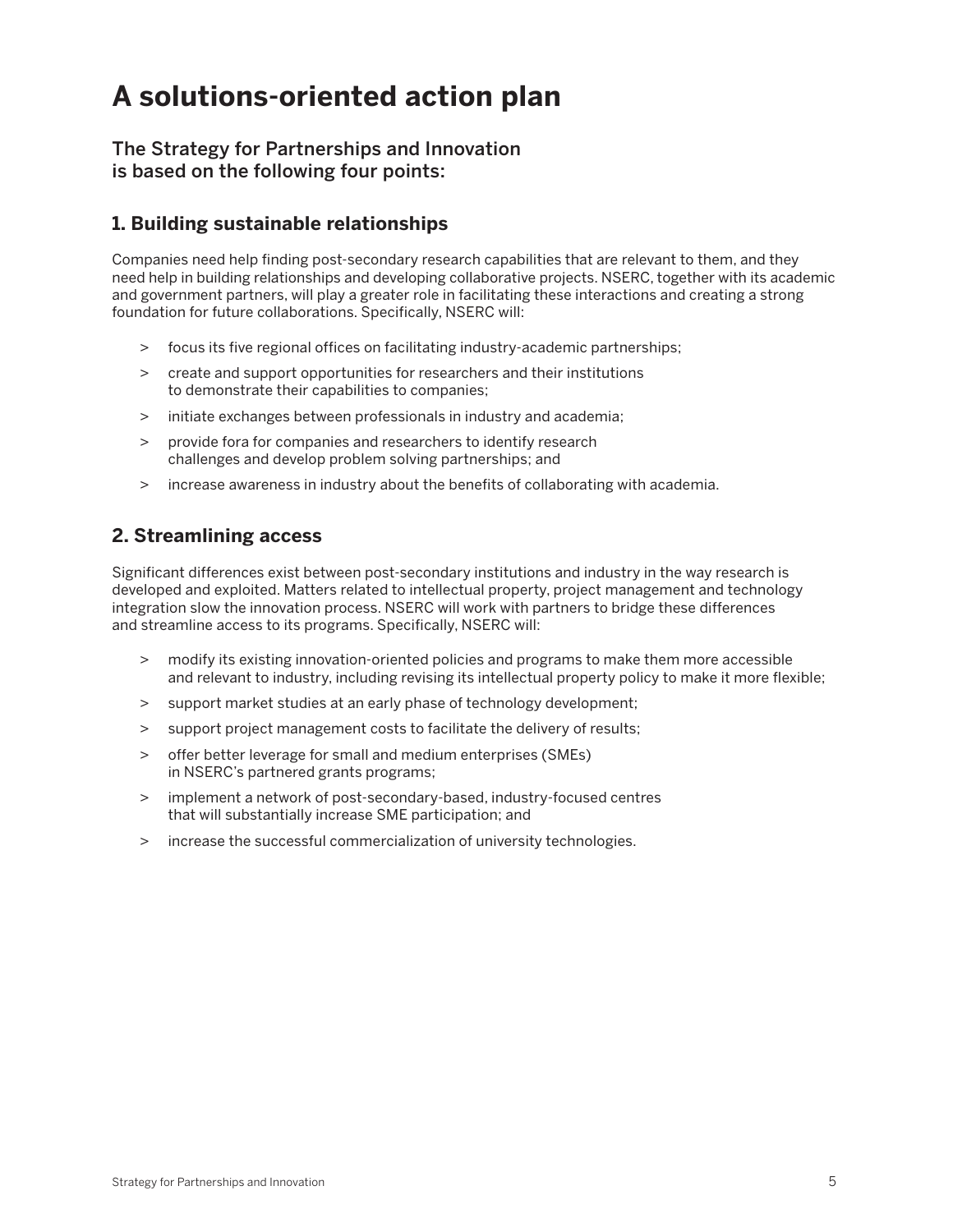# A solutions-oriented action plan

## The Strategy for Partnerships and Innovation is based on the following four points:

### 1. Building sustainable relationships

Companies need help finding post-secondary research capabilities that are relevant to them, and they need help in building relationships and developing collaborative projects. NSERC, together with its academic and government partners, will play a greater role in facilitating these interactions and creating a strong foundation for future collaborations. Specifically, NSERC will:

> focus its five regional offices on facilitating industry-academic partnerships;

> create and support opportunities for researchers and their institutions to demonstrate their capabilities to companies;

> initiate exchanges between professionals in industry and academia;

> provide fora for companies and researchers to identify research challenges and develop problem solving partnerships; and

> increase awareness in industry about the benefits of collaborating with academia.

### 2. Streamlining access

Significant differences exist between post-secondary institutions and industry in the way research is developed and exploited. Matters related to intellectual property, project management and technology integration slow the innovation process. NSERC will work with partners to bridge these differences and streamline access to its programs. Specifically, NSERC will:

> modify its existing innovation-oriented policies and programs to make them more accessible and relevant to industry, including revising its intellectual property policy to make it more flexible;

> support market studies at an early phase of technology development;

> support project management costs to facilitate the delivery of results;

> offer better leverage for small and medium enterprises (SMEs) in NSERC's partnered grants programs;

> implement a network of post-secondary-based, industry-focused centres that will substantially increase SME participation; and

> increase the successful commercialization of university technologies.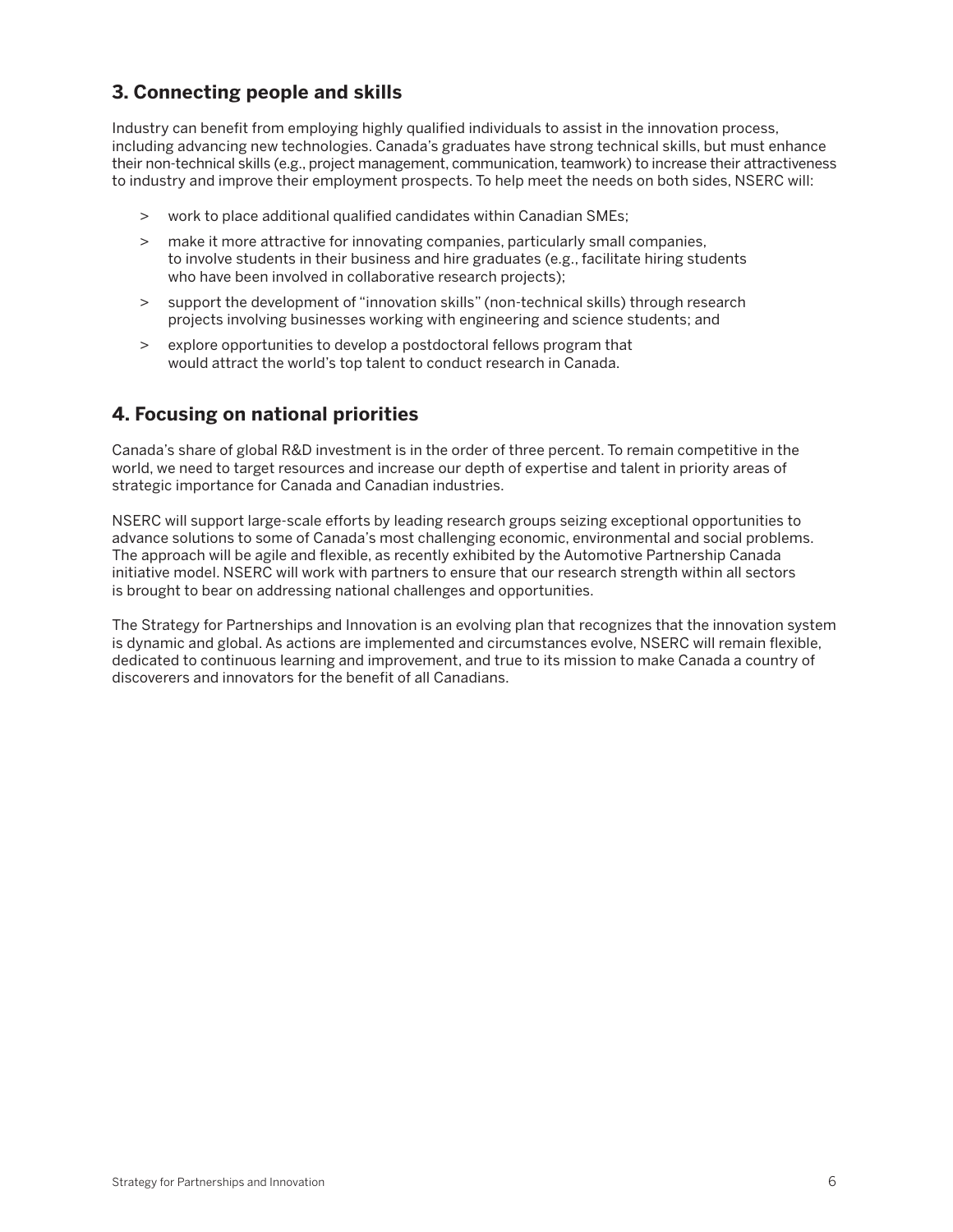## 3. Connecting people and skills

Industry can benefit from employing highly qualified individuals to assist in the innovation process, including advancing new technologies. Canada's graduates have strong technical skills, but must enhance their non-technical skills (e.g., project management, communication, teamwork) to increase their attractiveness to industry and improve their employment prospects. To help meet the needs on both sides, NSERC will:

- work to place additional qualified candidates within Canadian SMEs;
- make it more attractive for innovating companies, particularly small companies, to involve students in their business and hire graduates (e.g., facilitate hiring students who have been involved in collaborative research projects);
- support the development of "innovation skills" (non-technical skills) through research projects involving businesses working with engineering and science students; and
- explore opportunities to develop a postdoctoral fellows program that would attract the world's top talent to conduct research in Canada.

## 4. Focusing on national priorities

Canada's share of global R&D investment is in the order of three percent. To remain competitive in the world, we need to target resources and increase our depth of expertise and talent in priority areas of strategic importance for Canada and Canadian industries.

NSERC will support large-scale efforts by leading research groups seizing exceptional opportunities to advance solutions to some of Canada's most challenging economic, environmental and social problems. The approach will be agile and flexible, as recently exhibited by the Automotive Partnership Canada initiative model. NSERC will work with partners to ensure that our research strength within all sectors is brought to bear on addressing national challenges and opportunities.

The Strategy for Partnerships and Innovation is an evolving plan that recognizes that the innovation system is dynamic and global. As actions are implemented and circumstances evolve, NSERC will remain flexible, dedicated to continuous learning and improvement, and true to its mission to make Canada a country of discoverers and innovators for the benefit of all Canadians.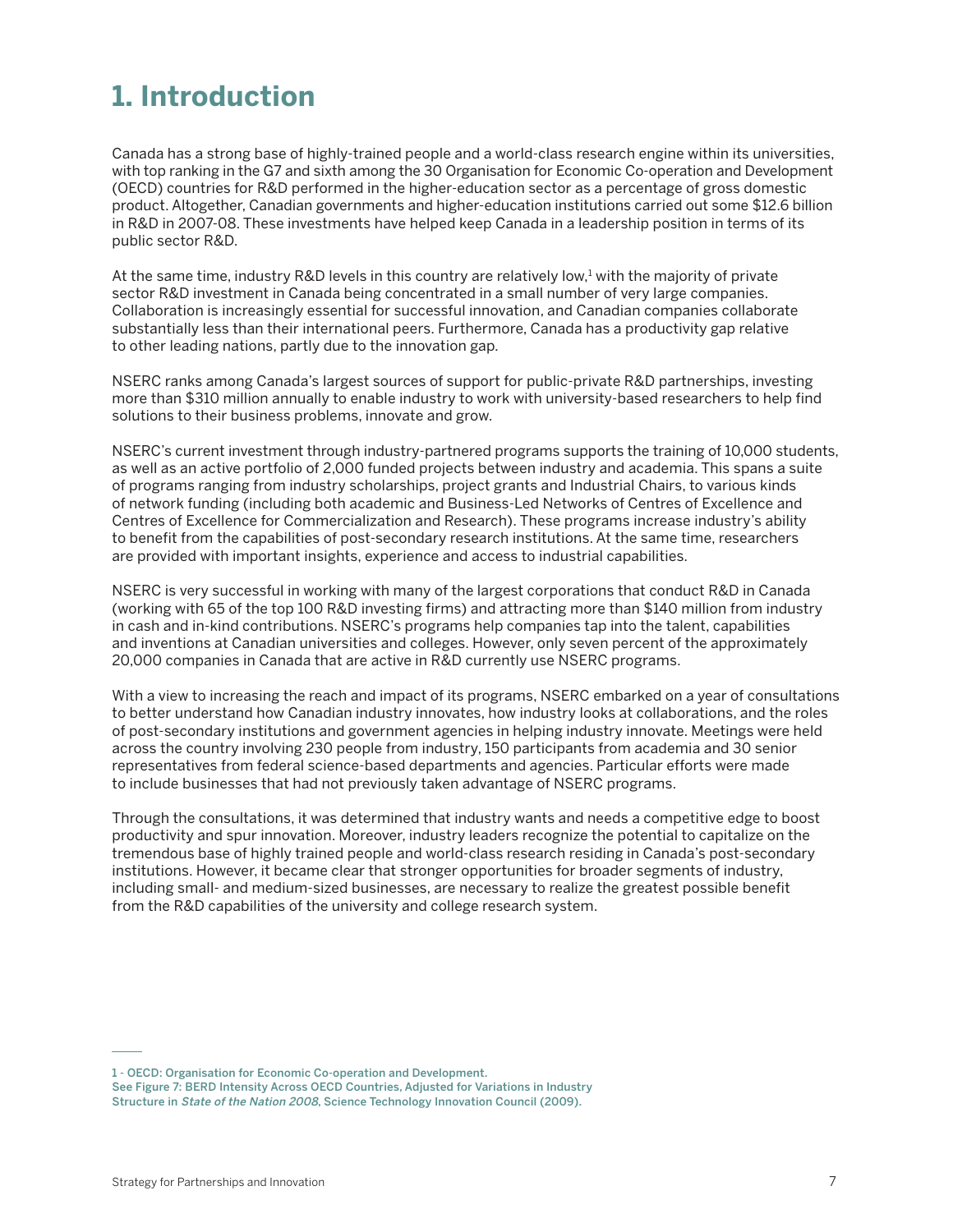# 1. Introduction

Canada has a strong base of highly-trained people and a world-class research engine within its universities, with top ranking in the G7 and sixth among the 30 Organisation for Economic Co-operation and Development (OECD) countries for R&D performed in the higher-education sector as a percentage of gross domestic product. Altogether, Canadian governments and higher-education institutions carried out some $12.6 billion in R&D in 2007-08. These investments have helped keep Canada in a leadership position in terms of its public sector R&D.

At the same time, industry R&D levels in this country are relatively low,[1] with the majority of private sector R&D investment in Canada being concentrated in a small number of very large companies. Collaboration is increasingly essential for successful innovation, and Canadian companies collaborate substantially less than their international peers. Furthermore, Canada has a productivity gap relative to other leading nations, partly due to the innovation gap.

NSERC ranks among Canada's largest sources of support for public-private R&D partnerships, investing more than $310 million annually to enable industry to work with university-based researchers to help find solutions to their business problems, innovate and grow.

NSERC's current investment through industry-partnered programs supports the training of 10,000 students, as well as an active portfolio of 2,000 funded projects between industry and academia. This spans a suite of programs ranging from industry scholarships, project grants and Industrial Chairs, to various kinds of network funding (including both academic and Business-Led Networks of Centres of Excellence and Centres of Excellence for Commercialization and Research). These programs increase industry's ability to benefit from the capabilities of post-secondary research institutions. At the same time, researchers are provided with important insights, experience and access to industrial capabilities.

NSERC is very successful in working with many of the largest corporations that conduct R&D in Canada (working with 65 of the top 100 R&D investing firms) and attracting more than $140 million from industry in cash and in-kind contributions. NSERC's programs help companies tap into the talent, capabilities and inventions at Canadian universities and colleges. However, only seven percent of the approximately 20,000 companies in Canada that are active in R&D currently use NSERC programs.

With a view to increasing the reach and impact of its programs, NSERC embarked on a year of consultations to better understand how Canadian industry innovates, how industry looks at collaborations, and the roles of post-secondary institutions and government agencies in helping industry innovate. Meetings were held across the country involving 230 people from industry, 150 participants from academia and 30 senior representatives from federal science-based departments and agencies. Particular efforts were made to include businesses that had not previously taken advantage of NSERC programs.

Through the consultations, it was determined that industry wants and needs a competitive edge to boost productivity and spur innovation. Moreover, industry leaders recognize the potential to capitalize on the tremendous base of highly trained people and world-class research residing in Canada's post-secondary institutions. However, it became clear that stronger opportunities for broader segments of industry, including small- and medium-sized businesses, are necessary to realize the greatest possible benefit from the R&D capabilities of the university and college research system.

---

1 - OECD: Organisation for Economic Co-operation and Development.
See Figure 7: BERD Intensity Across OECD Countries, Adjusted for Variations in Industry Structure in *State of the Nation 2008*, Science Technology Innovation Council (2009).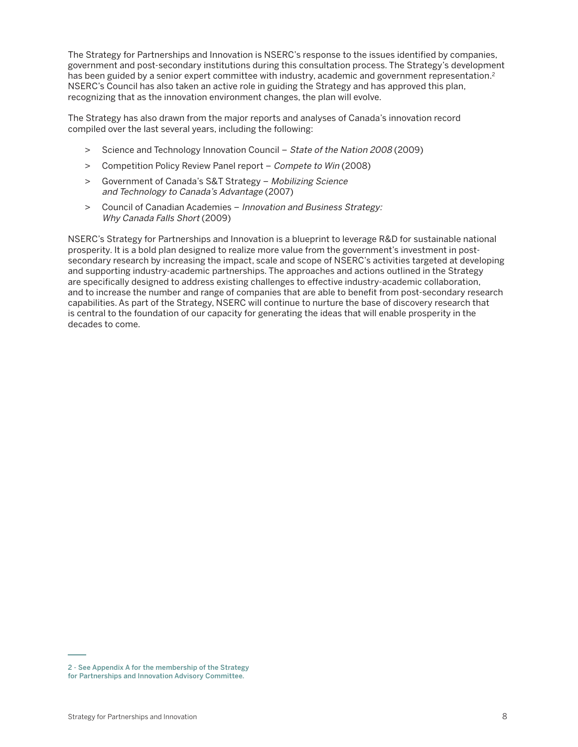The Strategy for Partnerships and Innovation is NSERC's response to the issues identified by companies, government and post-secondary institutions during this consultation process. The Strategy's development has been guided by a senior expert committee with industry, academic and government representation.[2] NSERC's Council has also taken an active role in guiding the Strategy and has approved this plan, recognizing that as the innovation environment changes, the plan will evolve.

The Strategy has also drawn from the major reports and analyses of Canada's innovation record compiled over the last several years, including the following:

- Science and Technology Innovation Council – *State of the Nation 2008* (2009)
- Competition Policy Review Panel report – *Compete to Win* (2008)
- Government of Canada's S&T Strategy – *Mobilizing Science and Technology to Canada's Advantage* (2007)
- Council of Canadian Academies – *Innovation and Business Strategy: Why Canada Falls Short* (2009)

NSERC's Strategy for Partnerships and Innovation is a blueprint to leverage R&D for sustainable national prosperity. It is a bold plan designed to realize more value from the government's investment in post-secondary research by increasing the impact, scale and scope of NSERC's activities targeted at developing and supporting industry-academic partnerships. The approaches and actions outlined in the Strategy are specifically designed to address existing challenges to effective industry-academic collaboration, and to increase the number and range of companies that are able to benefit from post-secondary research capabilities. As part of the Strategy, NSERC will continue to nurture the base of discovery research that is central to the foundation of our capacity for generating the ideas that will enable prosperity in the decades to come.

---

2 - See Appendix A for the membership of the Strategy for Partnerships and Innovation Advisory Committee.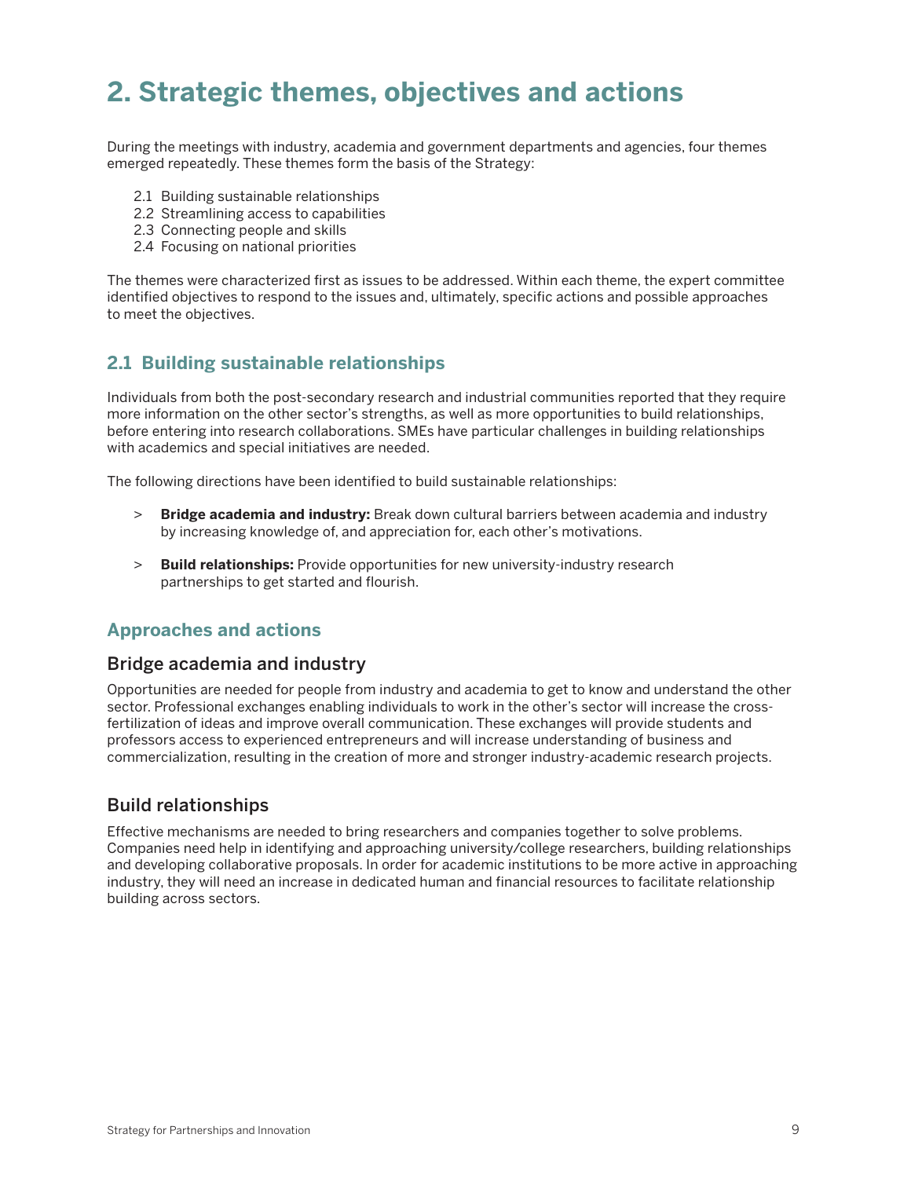# 2. Strategic themes, objectives and actions

During the meetings with industry, academia and government departments and agencies, four themes emerged repeatedly. These themes form the basis of the Strategy:

2.1 Building sustainable relationships
2.2 Streamlining access to capabilities
2.3 Connecting people and skills
2.4 Focusing on national priorities

The themes were characterized first as issues to be addressed. Within each theme, the expert committee identified objectives to respond to the issues and, ultimately, specific actions and possible approaches to meet the objectives.

## 2.1 Building sustainable relationships

Individuals from both the post-secondary research and industrial communities reported that they require more information on the other sector's strengths, as well as more opportunities to build relationships, before entering into research collaborations. SMEs have particular challenges in building relationships with academics and special initiatives are needed.

The following directions have been identified to build sustainable relationships:

> **Bridge academia and industry:** Break down cultural barriers between academia and industry by increasing knowledge of, and appreciation for, each other's motivations.

> **Build relationships:** Provide opportunities for new university-industry research partnerships to get started and flourish.

## Approaches and actions

### Bridge academia and industry

Opportunities are needed for people from industry and academia to get to know and understand the other sector. Professional exchanges enabling individuals to work in the other's sector will increase the cross-fertilization of ideas and improve overall communication. These exchanges will provide students and professors access to experienced entrepreneurs and will increase understanding of business and commercialization, resulting in the creation of more and stronger industry-academic research projects.

### Build relationships

Effective mechanisms are needed to bring researchers and companies together to solve problems. Companies need help in identifying and approaching university/college researchers, building relationships and developing collaborative proposals. In order for academic institutions to be more active in approaching industry, they will need an increase in dedicated human and financial resources to facilitate relationship building across sectors.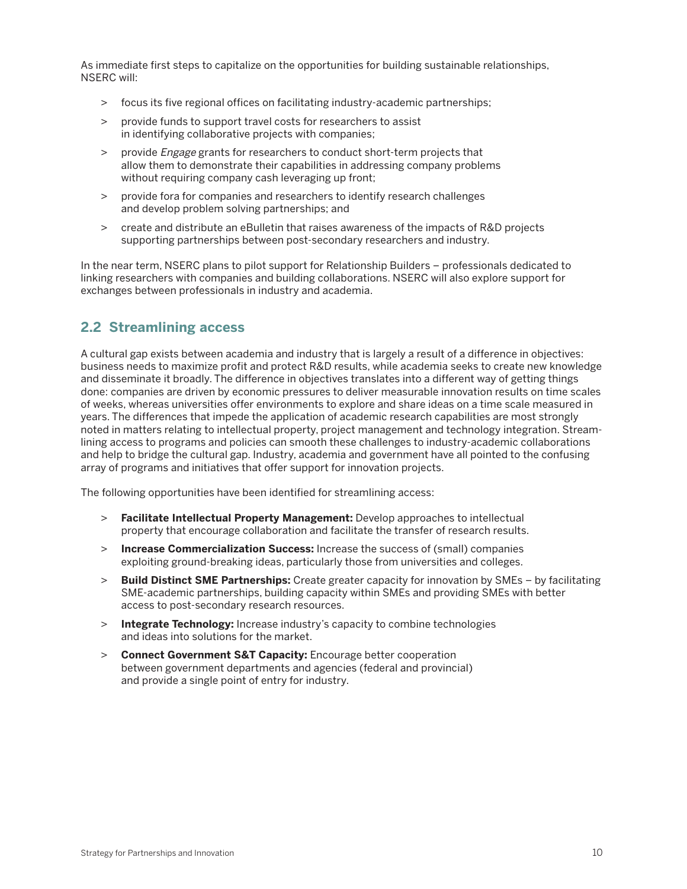As immediate first steps to capitalize on the opportunities for building sustainable relationships, NSERC will:

- focus its five regional offices on facilitating industry-academic partnerships;
- provide funds to support travel costs for researchers to assist in identifying collaborative projects with companies;
- provide *Engage* grants for researchers to conduct short-term projects that allow them to demonstrate their capabilities in addressing company problems without requiring company cash leveraging up front;
- provide fora for companies and researchers to identify research challenges and develop problem solving partnerships; and
- create and distribute an eBulletin that raises awareness of the impacts of R&D projects supporting partnerships between post-secondary researchers and industry.

In the near term, NSERC plans to pilot support for Relationship Builders – professionals dedicated to linking researchers with companies and building collaborations. NSERC will also explore support for exchanges between professionals in industry and academia.

## 2.2 Streamlining access

A cultural gap exists between academia and industry that is largely a result of a difference in objectives: business needs to maximize profit and protect R&D results, while academia seeks to create new knowledge and disseminate it broadly. The difference in objectives translates into a different way of getting things done: companies are driven by economic pressures to deliver measurable innovation results on time scales of weeks, whereas universities offer environments to explore and share ideas on a time scale measured in years. The differences that impede the application of academic research capabilities are most strongly noted in matters relating to intellectual property, project management and technology integration. Streamlining access to programs and policies can smooth these challenges to industry-academic collaborations and help to bridge the cultural gap. Industry, academia and government have all pointed to the confusing array of programs and initiatives that offer support for innovation projects.

The following opportunities have been identified for streamlining access:

- **Facilitate Intellectual Property Management:** Develop approaches to intellectual property that encourage collaboration and facilitate the transfer of research results.
- **Increase Commercialization Success:** Increase the success of (small) companies exploiting ground-breaking ideas, particularly those from universities and colleges.
- **Build Distinct SME Partnerships:** Create greater capacity for innovation by SMEs – by facilitating SME-academic partnerships, building capacity within SMEs and providing SMEs with better access to post-secondary research resources.
- **Integrate Technology:** Increase industry's capacity to combine technologies and ideas into solutions for the market.
- **Connect Government S&T Capacity:** Encourage better cooperation between government departments and agencies (federal and provincial) and provide a single point of entry for industry.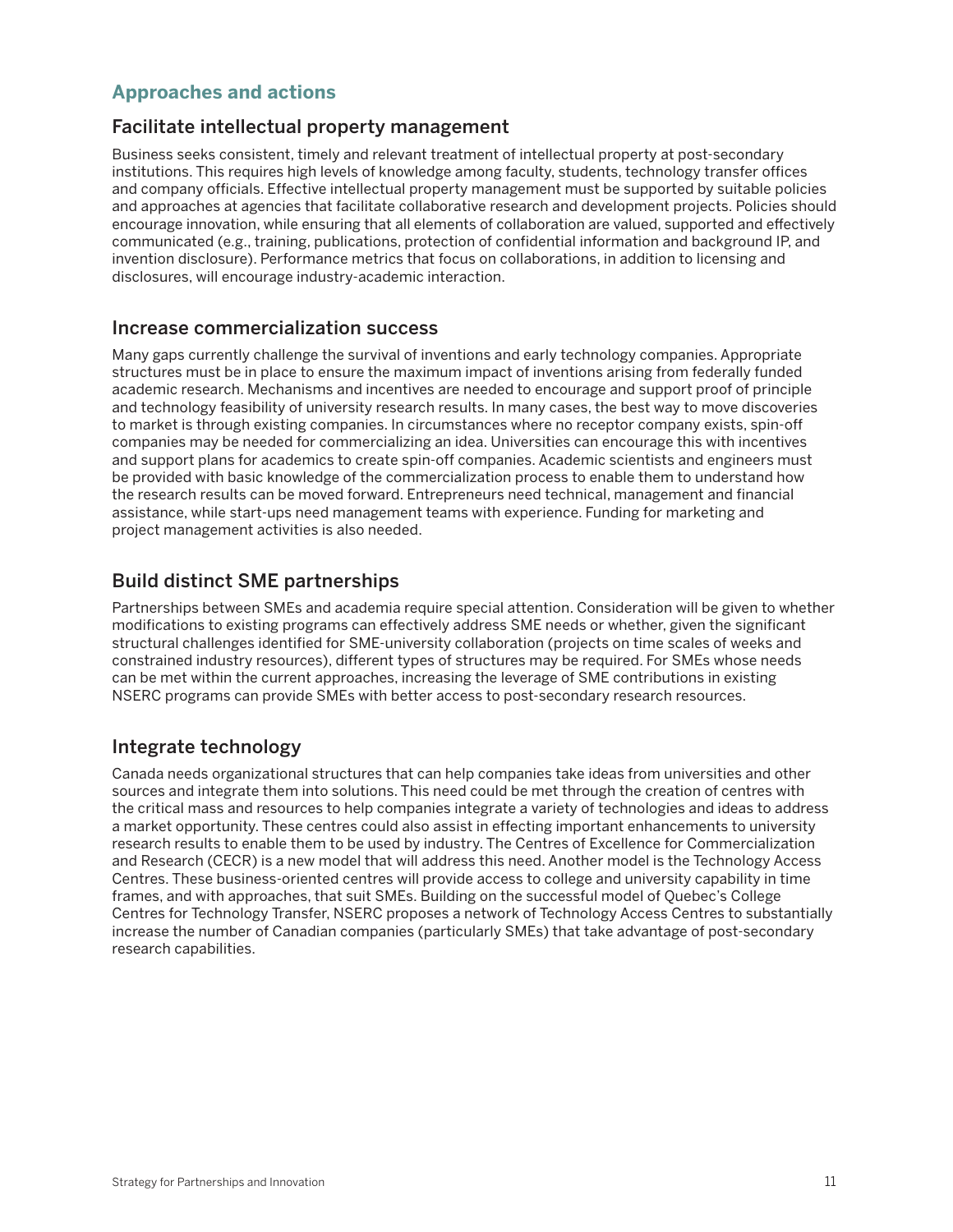## Approaches and actions

### Facilitate intellectual property management

Business seeks consistent, timely and relevant treatment of intellectual property at post-secondary institutions. This requires high levels of knowledge among faculty, students, technology transfer offices and company officials. Effective intellectual property management must be supported by suitable policies and approaches at agencies that facilitate collaborative research and development projects. Policies should encourage innovation, while ensuring that all elements of collaboration are valued, supported and effectively communicated (e.g., training, publications, protection of confidential information and background IP, and invention disclosure). Performance metrics that focus on collaborations, in addition to licensing and disclosures, will encourage industry-academic interaction.

### Increase commercialization success

Many gaps currently challenge the survival of inventions and early technology companies. Appropriate structures must be in place to ensure the maximum impact of inventions arising from federally funded academic research. Mechanisms and incentives are needed to encourage and support proof of principle and technology feasibility of university research results. In many cases, the best way to move discoveries to market is through existing companies. In circumstances where no receptor company exists, spin-off companies may be needed for commercializing an idea. Universities can encourage this with incentives and support plans for academics to create spin-off companies. Academic scientists and engineers must be provided with basic knowledge of the commercialization process to enable them to understand how the research results can be moved forward. Entrepreneurs need technical, management and financial assistance, while start-ups need management teams with experience. Funding for marketing and project management activities is also needed.

### Build distinct SME partnerships

Partnerships between SMEs and academia require special attention. Consideration will be given to whether modifications to existing programs can effectively address SME needs or whether, given the significant structural challenges identified for SME-university collaboration (projects on time scales of weeks and constrained industry resources), different types of structures may be required. For SMEs whose needs can be met within the current approaches, increasing the leverage of SME contributions in existing NSERC programs can provide SMEs with better access to post-secondary research resources.

### Integrate technology

Canada needs organizational structures that can help companies take ideas from universities and other sources and integrate them into solutions. This need could be met through the creation of centres with the critical mass and resources to help companies integrate a variety of technologies and ideas to address a market opportunity. These centres could also assist in effecting important enhancements to university research results to enable them to be used by industry. The Centres of Excellence for Commercialization and Research (CECR) is a new model that will address this need. Another model is the Technology Access Centres. These business-oriented centres will provide access to college and university capability in time frames, and with approaches, that suit SMEs. Building on the successful model of Quebec's College Centres for Technology Transfer, NSERC proposes a network of Technology Access Centres to substantially increase the number of Canadian companies (particularly SMEs) that take advantage of post-secondary research capabilities.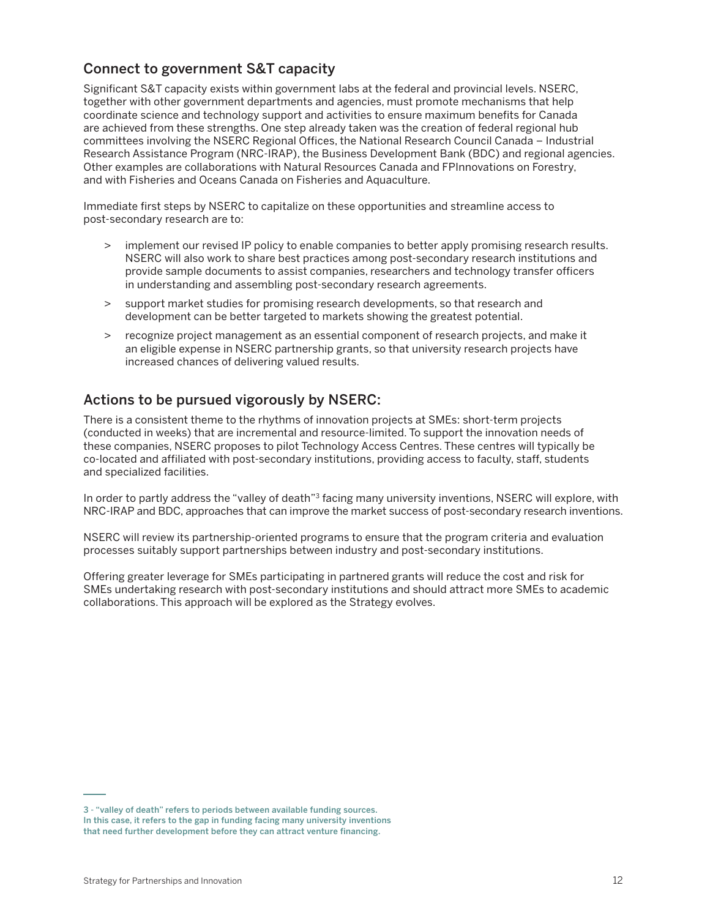## Connect to government S&T capacity

Significant S&T capacity exists within government labs at the federal and provincial levels. NSERC, together with other government departments and agencies, must promote mechanisms that help coordinate science and technology support and activities to ensure maximum benefits for Canada are achieved from these strengths. One step already taken was the creation of federal regional hub committees involving the NSERC Regional Offices, the National Research Council Canada – Industrial Research Assistance Program (NRC-IRAP), the Business Development Bank (BDC) and regional agencies. Other examples are collaborations with Natural Resources Canada and FPInnovations on Forestry, and with Fisheries and Oceans Canada on Fisheries and Aquaculture.

Immediate first steps by NSERC to capitalize on these opportunities and streamline access to post-secondary research are to:

- implement our revised IP policy to enable companies to better apply promising research results. NSERC will also work to share best practices among post-secondary research institutions and provide sample documents to assist companies, researchers and technology transfer officers in understanding and assembling post-secondary research agreements.
- support market studies for promising research developments, so that research and development can be better targeted to markets showing the greatest potential.
- recognize project management as an essential component of research projects, and make it an eligible expense in NSERC partnership grants, so that university research projects have increased chances of delivering valued results.

## Actions to be pursued vigorously by NSERC:

There is a consistent theme to the rhythms of innovation projects at SMEs: short-term projects (conducted in weeks) that are incremental and resource-limited. To support the innovation needs of these companies, NSERC proposes to pilot Technology Access Centres. These centres will typically be co-located and affiliated with post-secondary institutions, providing access to faculty, staff, students and specialized facilities.

In order to partly address the "valley of death"[3] facing many university inventions, NSERC will explore, with NRC-IRAP and BDC, approaches that can improve the market success of post-secondary research inventions.

NSERC will review its partnership-oriented programs to ensure that the program criteria and evaluation processes suitably support partnerships between industry and post-secondary institutions.

Offering greater leverage for SMEs participating in partnered grants will reduce the cost and risk for SMEs undertaking research with post-secondary institutions and should attract more SMEs to academic collaborations. This approach will be explored as the Strategy evolves.

3 - "valley of death" refers to periods between available funding sources. In this case, it refers to the gap in funding facing many university inventions that need further development before they can attract venture financing.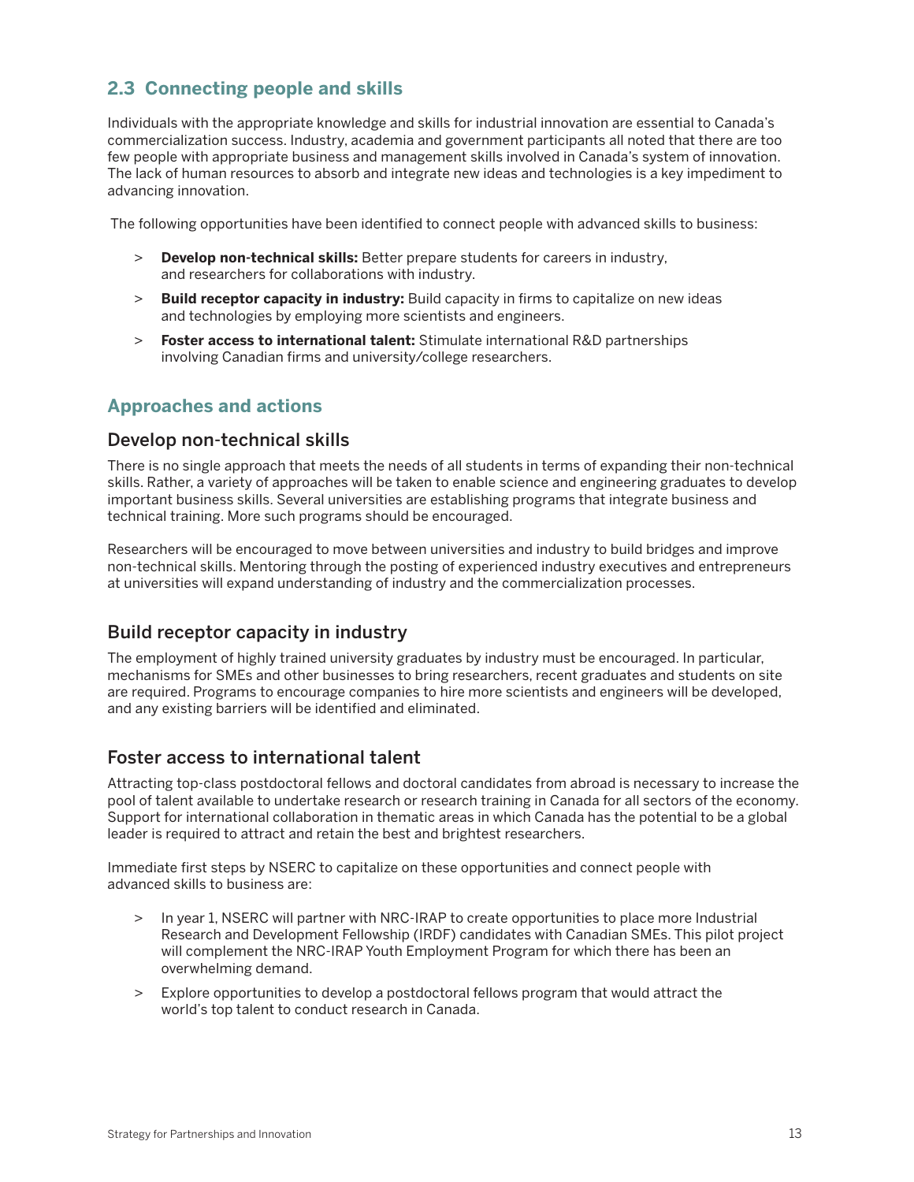## 2.3 Connecting people and skills

Individuals with the appropriate knowledge and skills for industrial innovation are essential to Canada's commercialization success. Industry, academia and government participants all noted that there are too few people with appropriate business and management skills involved in Canada's system of innovation. The lack of human resources to absorb and integrate new ideas and technologies is a key impediment to advancing innovation.

The following opportunities have been identified to connect people with advanced skills to business:

- **Develop non-technical skills:** Better prepare students for careers in industry, and researchers for collaborations with industry.
- **Build receptor capacity in industry:** Build capacity in firms to capitalize on new ideas and technologies by employing more scientists and engineers.
- **Foster access to international talent:** Stimulate international R&D partnerships involving Canadian firms and university/college researchers.

## Approaches and actions

### Develop non-technical skills

There is no single approach that meets the needs of all students in terms of expanding their non-technical skills. Rather, a variety of approaches will be taken to enable science and engineering graduates to develop important business skills. Several universities are establishing programs that integrate business and technical training. More such programs should be encouraged.

Researchers will be encouraged to move between universities and industry to build bridges and improve non-technical skills. Mentoring through the posting of experienced industry executives and entrepreneurs at universities will expand understanding of industry and the commercialization processes.

### Build receptor capacity in industry

The employment of highly trained university graduates by industry must be encouraged. In particular, mechanisms for SMEs and other businesses to bring researchers, recent graduates and students on site are required. Programs to encourage companies to hire more scientists and engineers will be developed, and any existing barriers will be identified and eliminated.

### Foster access to international talent

Attracting top-class postdoctoral fellows and doctoral candidates from abroad is necessary to increase the pool of talent available to undertake research or research training in Canada for all sectors of the economy. Support for international collaboration in thematic areas in which Canada has the potential to be a global leader is required to attract and retain the best and brightest researchers.

Immediate first steps by NSERC to capitalize on these opportunities and connect people with advanced skills to business are:

- In year 1, NSERC will partner with NRC-IRAP to create opportunities to place more Industrial Research and Development Fellowship (IRDF) candidates with Canadian SMEs. This pilot project will complement the NRC-IRAP Youth Employment Program for which there has been an overwhelming demand.
- Explore opportunities to develop a postdoctoral fellows program that would attract the world's top talent to conduct research in Canada.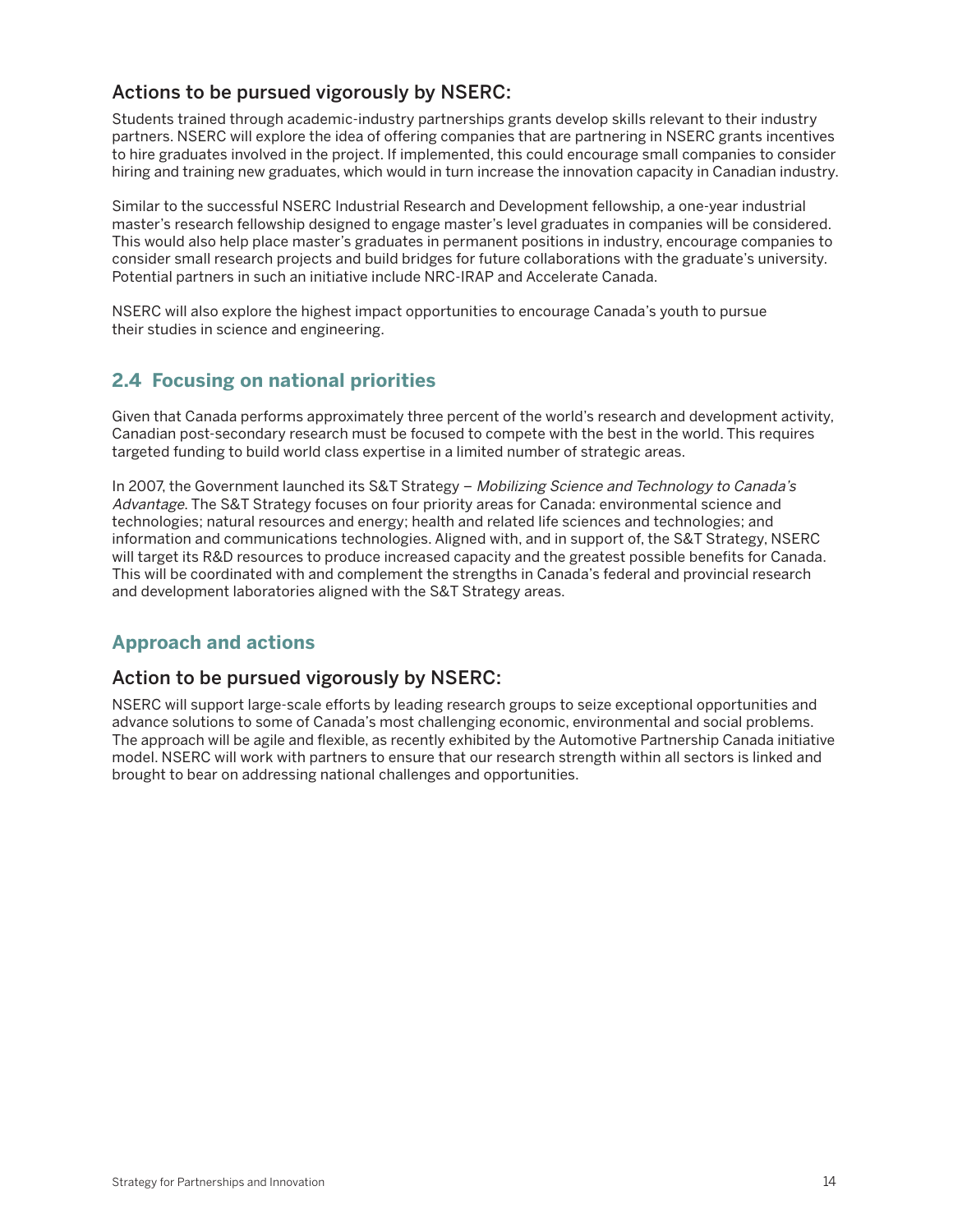### Actions to be pursued vigorously by NSERC:

Students trained through academic-industry partnerships grants develop skills relevant to their industry partners. NSERC will explore the idea of offering companies that are partnering in NSERC grants incentives to hire graduates involved in the project. If implemented, this could encourage small companies to consider hiring and training new graduates, which would in turn increase the innovation capacity in Canadian industry.

Similar to the successful NSERC Industrial Research and Development fellowship, a one-year industrial master's research fellowship designed to engage master's level graduates in companies will be considered. This would also help place master's graduates in permanent positions in industry, encourage companies to consider small research projects and build bridges for future collaborations with the graduate's university. Potential partners in such an initiative include NRC-IRAP and Accelerate Canada.

NSERC will also explore the highest impact opportunities to encourage Canada's youth to pursue their studies in science and engineering.

## 2.4 Focusing on national priorities

Given that Canada performs approximately three percent of the world's research and development activity, Canadian post-secondary research must be focused to compete with the best in the world. This requires targeted funding to build world class expertise in a limited number of strategic areas.

In 2007, the Government launched its S&T Strategy – *Mobilizing Science and Technology to Canada's Advantage*. The S&T Strategy focuses on four priority areas for Canada: environmental science and technologies; natural resources and energy; health and related life sciences and technologies; and information and communications technologies. Aligned with, and in support of, the S&T Strategy, NSERC will target its R&D resources to produce increased capacity and the greatest possible benefits for Canada. This will be coordinated with and complement the strengths in Canada's federal and provincial research and development laboratories aligned with the S&T Strategy areas.

## Approach and actions

### Action to be pursued vigorously by NSERC:

NSERC will support large-scale efforts by leading research groups to seize exceptional opportunities and advance solutions to some of Canada's most challenging economic, environmental and social problems. The approach will be agile and flexible, as recently exhibited by the Automotive Partnership Canada initiative model. NSERC will work with partners to ensure that our research strength within all sectors is linked and brought to bear on addressing national challenges and opportunities.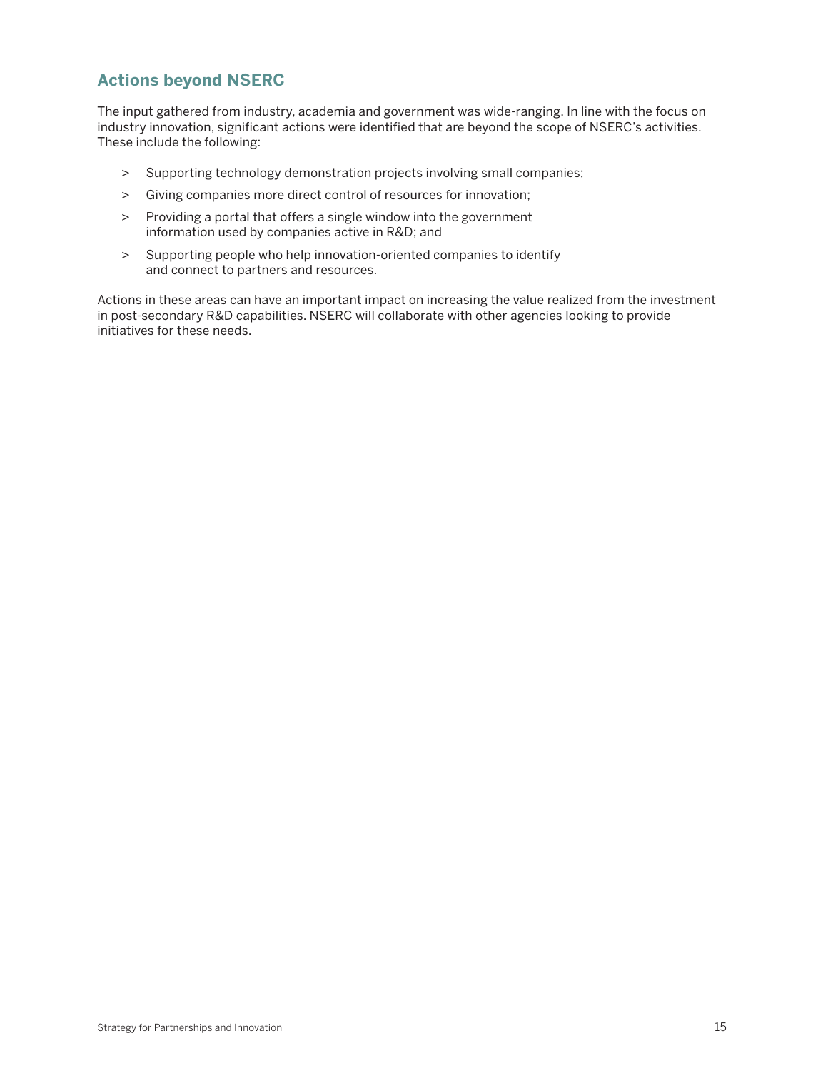## Actions beyond NSERC

The input gathered from industry, academia and government was wide-ranging. In line with the focus on industry innovation, significant actions were identified that are beyond the scope of NSERC's activities. These include the following:

- Supporting technology demonstration projects involving small companies;
- Giving companies more direct control of resources for innovation;
- Providing a portal that offers a single window into the government information used by companies active in R&D; and
- Supporting people who help innovation-oriented companies to identify and connect to partners and resources.

Actions in these areas can have an important impact on increasing the value realized from the investment in post-secondary R&D capabilities. NSERC will collaborate with other agencies looking to provide initiatives for these needs.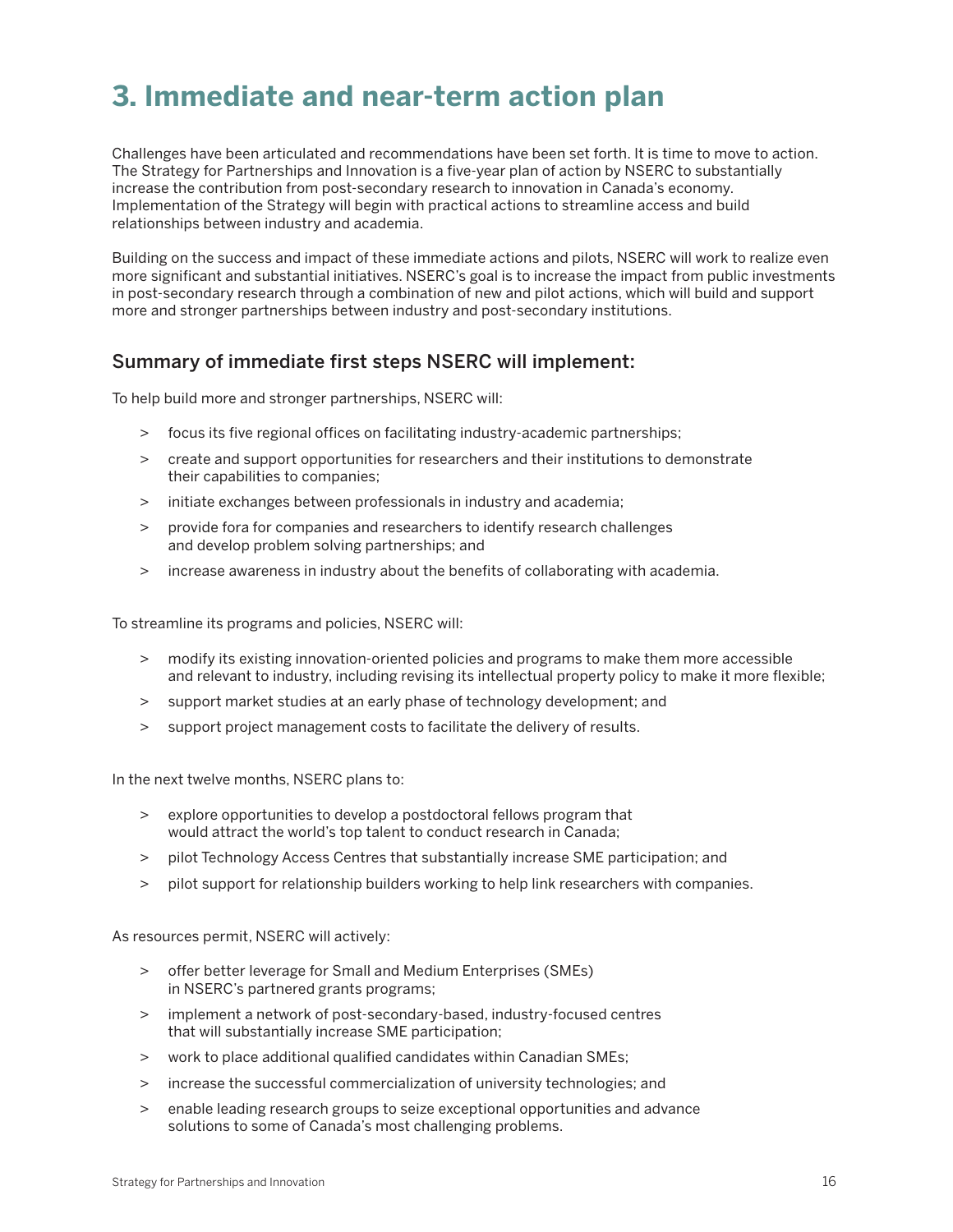# 3. Immediate and near-term action plan

Challenges have been articulated and recommendations have been set forth. It is time to move to action. The Strategy for Partnerships and Innovation is a five-year plan of action by NSERC to substantially increase the contribution from post-secondary research to innovation in Canada's economy. Implementation of the Strategy will begin with practical actions to streamline access and build relationships between industry and academia.

Building on the success and impact of these immediate actions and pilots, NSERC will work to realize even more significant and substantial initiatives. NSERC's goal is to increase the impact from public investments in post-secondary research through a combination of new and pilot actions, which will build and support more and stronger partnerships between industry and post-secondary institutions.

## Summary of immediate first steps NSERC will implement:

To help build more and stronger partnerships, NSERC will:

- focus its five regional offices on facilitating industry-academic partnerships;
- create and support opportunities for researchers and their institutions to demonstrate their capabilities to companies;
- initiate exchanges between professionals in industry and academia;
- provide fora for companies and researchers to identify research challenges and develop problem solving partnerships; and
- increase awareness in industry about the benefits of collaborating with academia.

To streamline its programs and policies, NSERC will:

- modify its existing innovation-oriented policies and programs to make them more accessible and relevant to industry, including revising its intellectual property policy to make it more flexible;
- support market studies at an early phase of technology development; and
- support project management costs to facilitate the delivery of results.

In the next twelve months, NSERC plans to:

- explore opportunities to develop a postdoctoral fellows program that would attract the world's top talent to conduct research in Canada;
- pilot Technology Access Centres that substantially increase SME participation; and
- pilot support for relationship builders working to help link researchers with companies.

As resources permit, NSERC will actively:

- offer better leverage for Small and Medium Enterprises (SMEs) in NSERC's partnered grants programs;
- implement a network of post-secondary-based, industry-focused centres that will substantially increase SME participation;
- work to place additional qualified candidates within Canadian SMEs;
- increase the successful commercialization of university technologies; and
- enable leading research groups to seize exceptional opportunities and advance solutions to some of Canada's most challenging problems.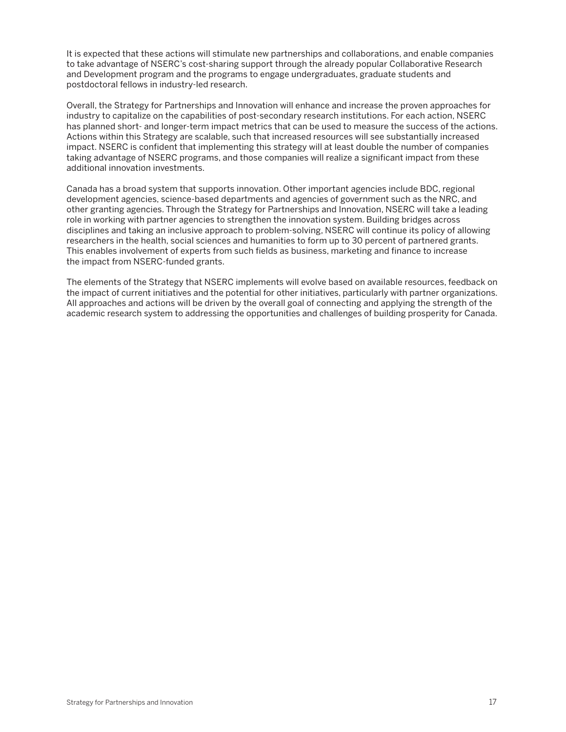It is expected that these actions will stimulate new partnerships and collaborations, and enable companies to take advantage of NSERC's cost-sharing support through the already popular Collaborative Research and Development program and the programs to engage undergraduates, graduate students and postdoctoral fellows in industry-led research.

Overall, the Strategy for Partnerships and Innovation will enhance and increase the proven approaches for industry to capitalize on the capabilities of post-secondary research institutions. For each action, NSERC has planned short- and longer-term impact metrics that can be used to measure the success of the actions. Actions within this Strategy are scalable, such that increased resources will see substantially increased impact. NSERC is confident that implementing this strategy will at least double the number of companies taking advantage of NSERC programs, and those companies will realize a significant impact from these additional innovation investments.

Canada has a broad system that supports innovation. Other important agencies include BDC, regional development agencies, science-based departments and agencies of government such as the NRC, and other granting agencies. Through the Strategy for Partnerships and Innovation, NSERC will take a leading role in working with partner agencies to strengthen the innovation system. Building bridges across disciplines and taking an inclusive approach to problem-solving, NSERC will continue its policy of allowing researchers in the health, social sciences and humanities to form up to 30 percent of partnered grants. This enables involvement of experts from such fields as business, marketing and finance to increase the impact from NSERC-funded grants.

The elements of the Strategy that NSERC implements will evolve based on available resources, feedback on the impact of current initiatives and the potential for other initiatives, particularly with partner organizations. All approaches and actions will be driven by the overall goal of connecting and applying the strength of the academic research system to addressing the opportunities and challenges of building prosperity for Canada.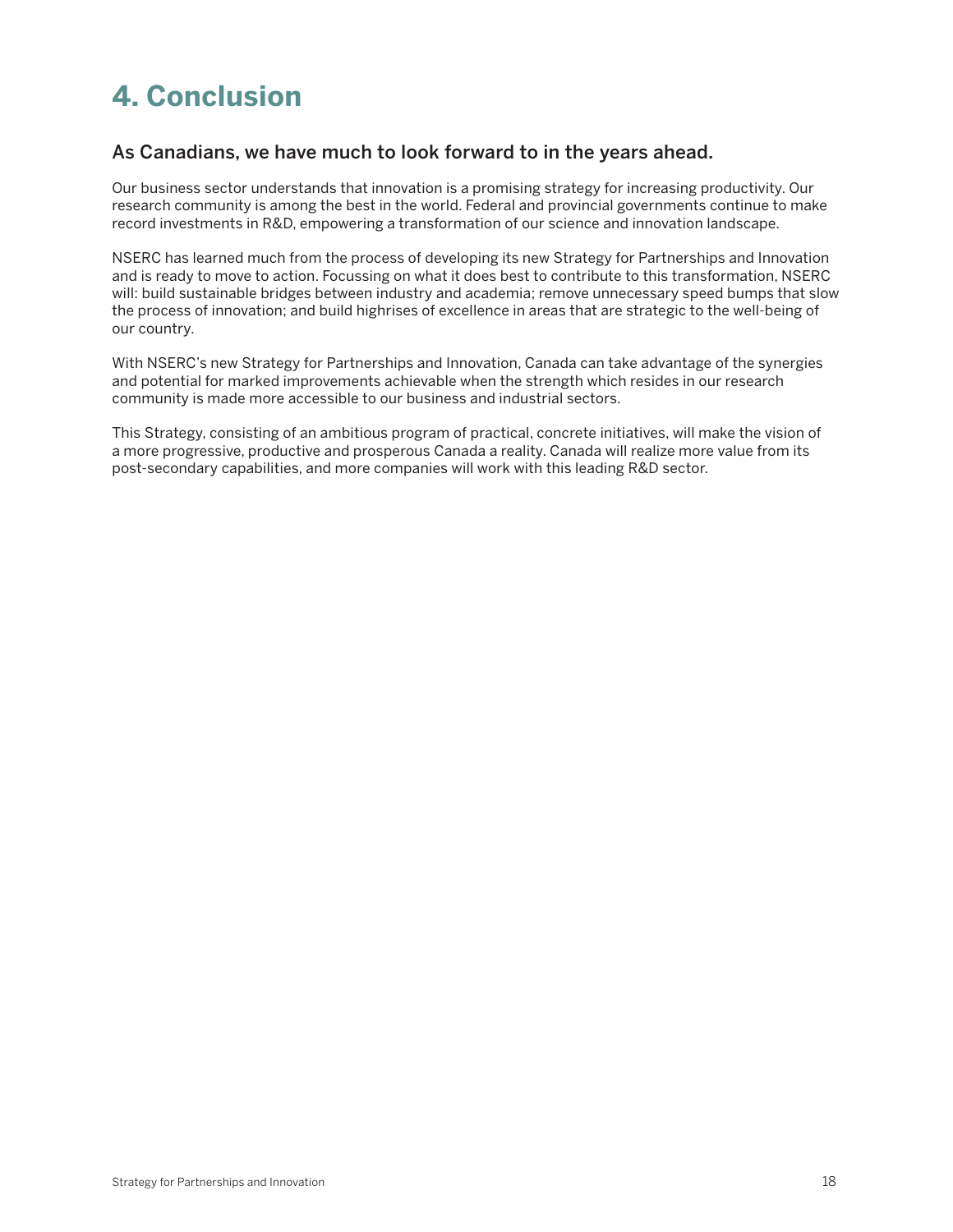# 4. Conclusion

## As Canadians, we have much to look forward to in the years ahead.

Our business sector understands that innovation is a promising strategy for increasing productivity. Our research community is among the best in the world. Federal and provincial governments continue to make record investments in R&D, empowering a transformation of our science and innovation landscape.

NSERC has learned much from the process of developing its new Strategy for Partnerships and Innovation and is ready to move to action. Focussing on what it does best to contribute to this transformation, NSERC will: build sustainable bridges between industry and academia; remove unnecessary speed bumps that slow the process of innovation; and build highrises of excellence in areas that are strategic to the well-being of our country.

With NSERC's new Strategy for Partnerships and Innovation, Canada can take advantage of the synergies and potential for marked improvements achievable when the strength which resides in our research community is made more accessible to our business and industrial sectors.

This Strategy, consisting of an ambitious program of practical, concrete initiatives, will make the vision of a more progressive, productive and prosperous Canada a reality. Canada will realize more value from its post-secondary capabilities, and more companies will work with this leading R&D sector.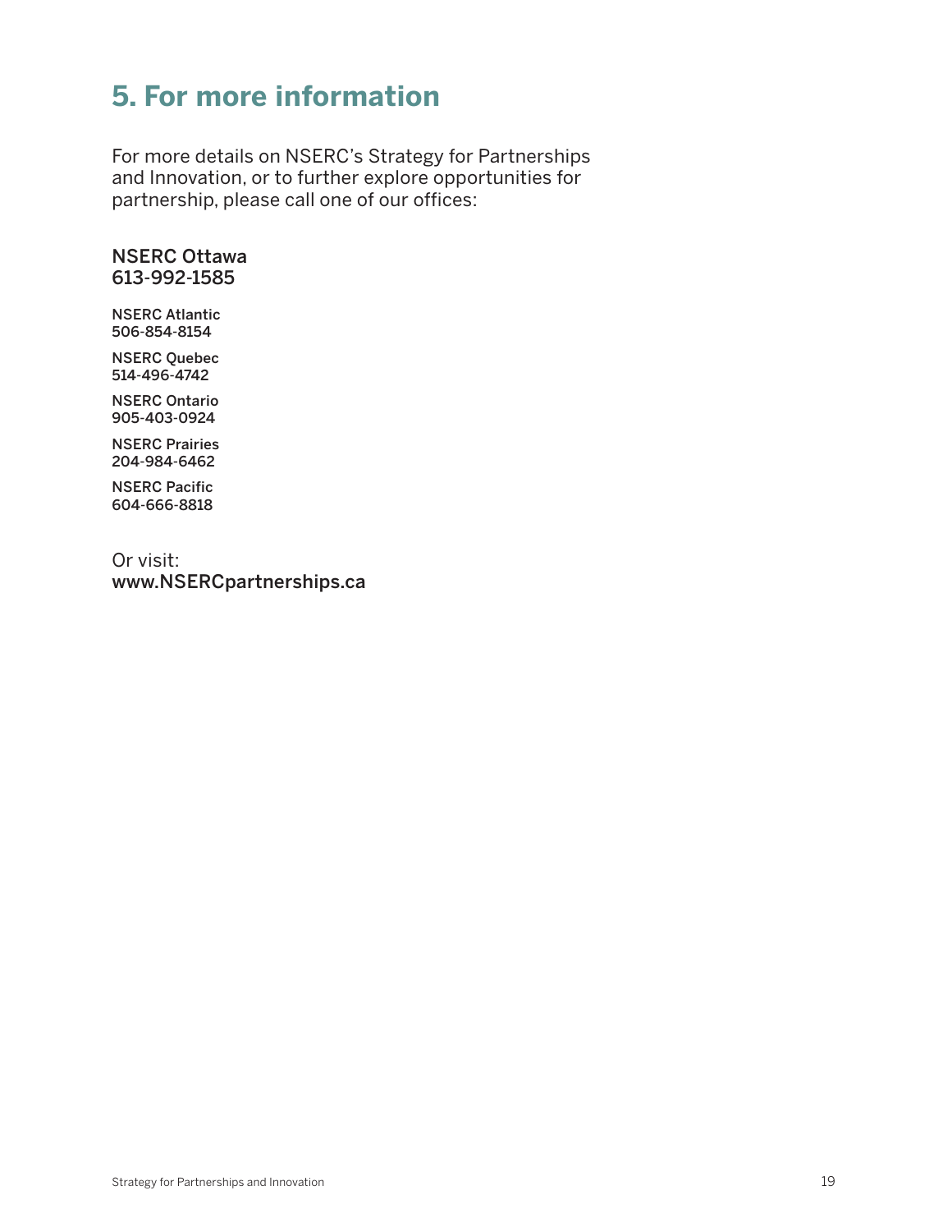## 5. For more information

For more details on NSERC's Strategy for Partnerships and Innovation, or to further explore opportunities for partnership, please call one of our offices:

NSERC Ottawa
613-992-1585

NSERC Atlantic
506-854-8154

NSERC Quebec
514-496-4742

NSERC Ontario
905-403-0924

NSERC Prairies
204-984-6462

NSERC Pacific
604-666-8818

Or visit:
www.NSERCpartnerships.ca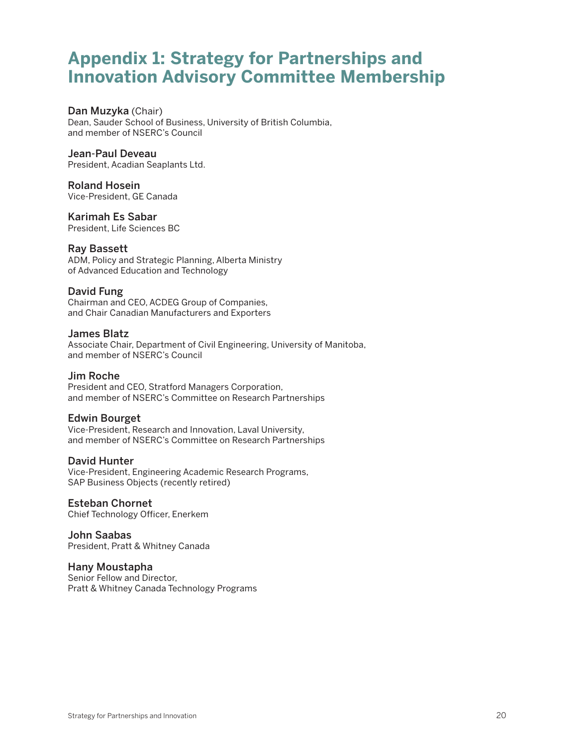# Appendix 1: Strategy for Partnerships and Innovation Advisory Committee Membership

**Dan Muzyka** (Chair)
Dean, Sauder School of Business, University of British Columbia, and member of NSERC's Council

**Jean-Paul Deveau**
President, Acadian Seaplants Ltd.

**Roland Hosein**
Vice-President, GE Canada

**Karimah Es Sabar**
President, Life Sciences BC

**Ray Bassett**
ADM, Policy and Strategic Planning, Alberta Ministry of Advanced Education and Technology

**David Fung**
Chairman and CEO, ACDEG Group of Companies, and Chair Canadian Manufacturers and Exporters

**James Blatz**
Associate Chair, Department of Civil Engineering, University of Manitoba, and member of NSERC's Council

**Jim Roche**
President and CEO, Stratford Managers Corporation, and member of NSERC's Committee on Research Partnerships

**Edwin Bourget**
Vice-President, Research and Innovation, Laval University, and member of NSERC's Committee on Research Partnerships

**David Hunter**
Vice-President, Engineering Academic Research Programs, SAP Business Objects (recently retired)

**Esteban Chornet**
Chief Technology Officer, Enerkem

**John Saabas**
President, Pratt & Whitney Canada

**Hany Moustapha**
Senior Fellow and Director, Pratt & Whitney Canada Technology Programs